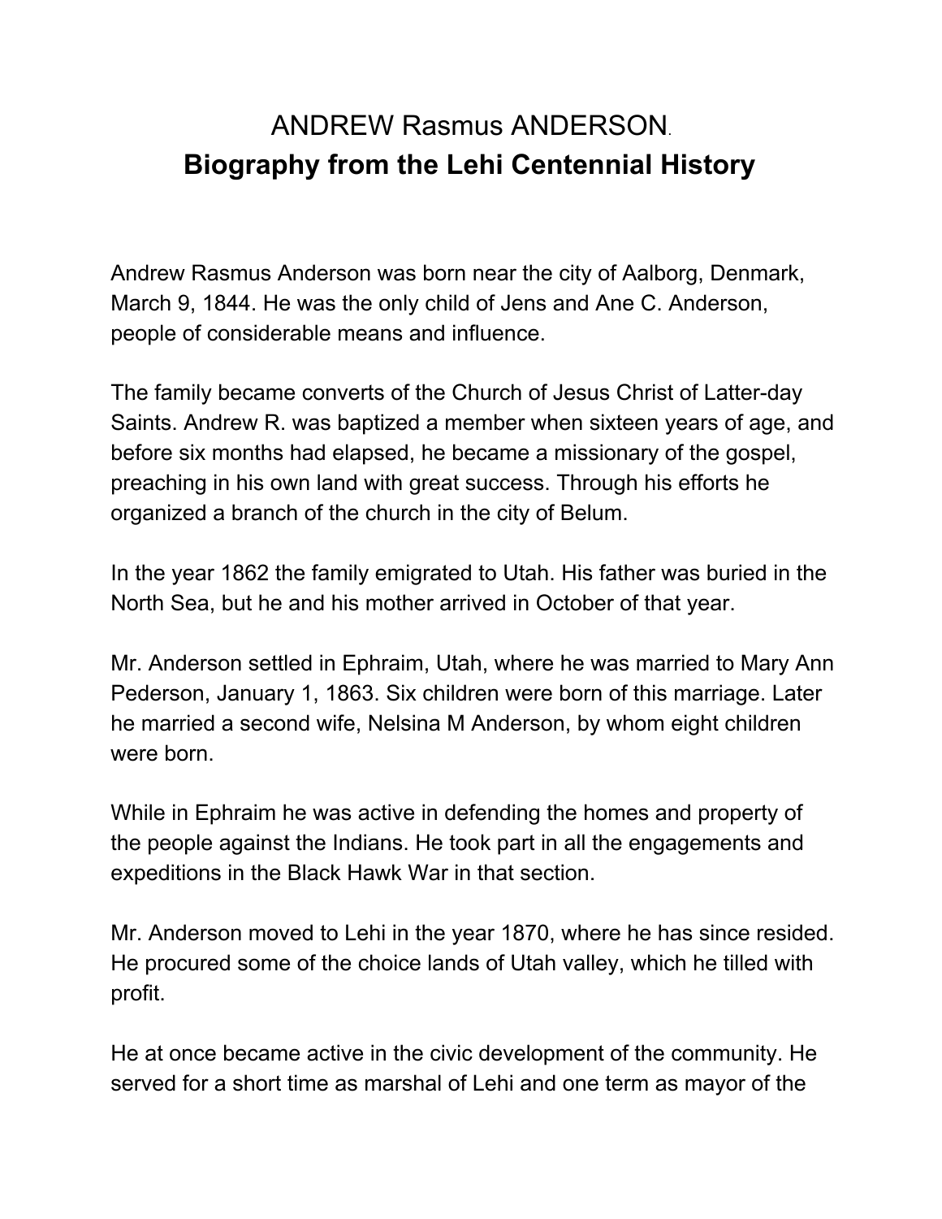# ANDREW Rasmus ANDERSON.

## Biography from the Lehi Centennial History

Andrew Rasmus Anderson was born near the city of Aalborg, Denmark, March 9, 1844. He was the only child of Jens and Ane C. Anderson, people of considerable means and influence.

The family became converts of the Church of Jesus Christ of Latter-day Saints. Andrew R. was baptized a member when sixteen years of age, and before six months had elapsed, he became a missionary of the gospel, preaching in his own land with great success. Through his efforts he organized a branch of the church in the city of Belum.

In the year 1862 the family emigrated to Utah. His father was buried in the North Sea, but he and his mother arrived in October of that year.

Mr. Anderson settled in Ephraim, Utah, where he was married to Mary Ann Pederson, January 1, 1863. Six children were born of this marriage. Later he married a second wife, Nelsina M Anderson, by whom eight children were born.

While in Ephraim he was active in defending the homes and property of the people against the Indians. He took part in all the engagements and expeditions in the Black Hawk War in that section.

Mr. Anderson moved to Lehi in the year 1870, where he has since resided. He procured some of the choice lands of Utah valley, which he tilled with profit.

He at once became active in the civic development of the community. He served for a short time as marshal of Lehi and one term as mayor of the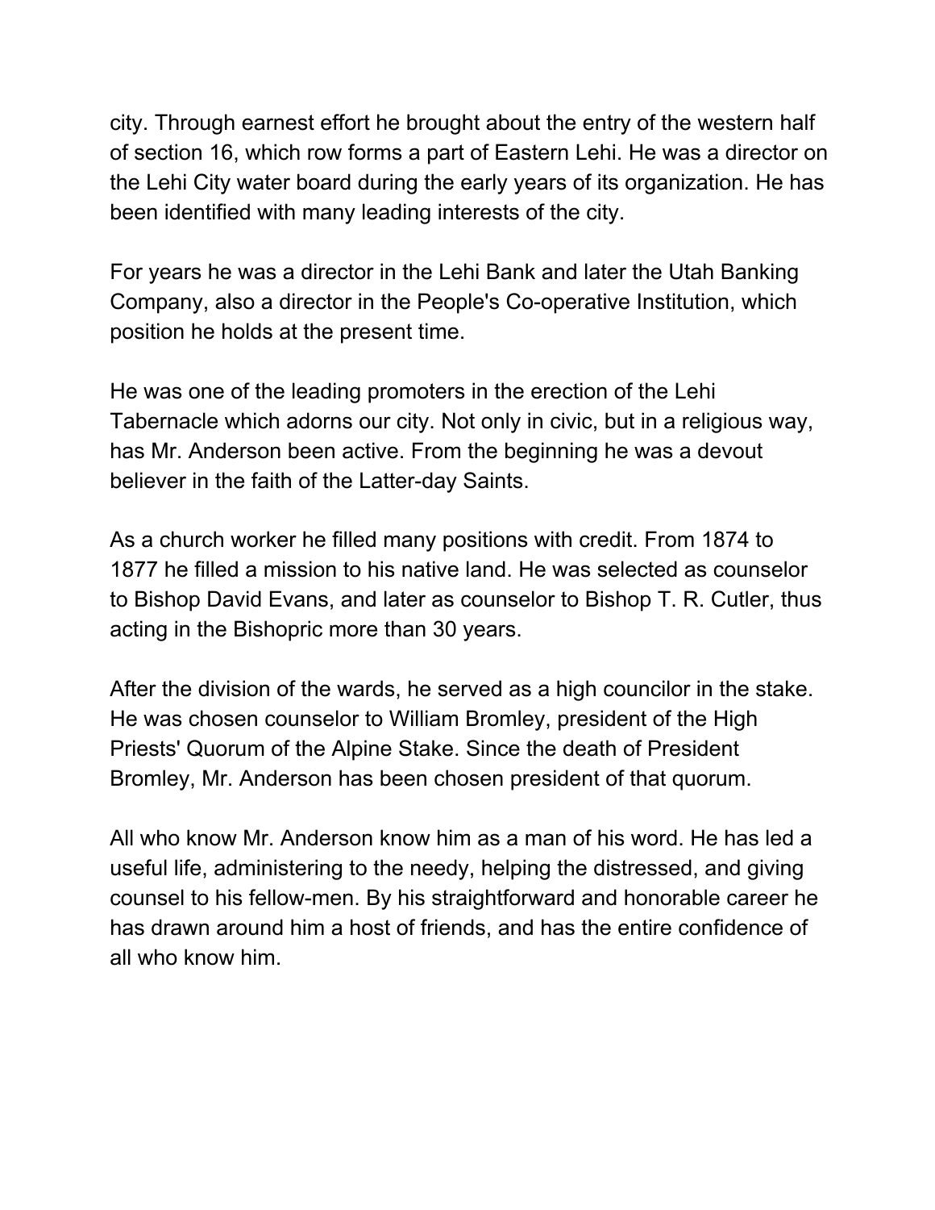city. Through earnest effort he brought about the entry of the western half of section 16, which row forms a part of Eastern Lehi. He was a director on the Lehi City water board during the early years of its organization. He has been identified with many leading interests of the city.

For years he was a director in the Lehi Bank and later the Utah Banking Company, also a director in the People's Co-operative Institution, which position he holds at the present time.

He was one of the leading promoters in the erection of the Lehi Tabernacle which adorns our city. Not only in civic, but in a religious way, has Mr. Anderson been active. From the beginning he was a devout believer in the faith of the Latter-day Saints.

As a church worker he filled many positions with credit. From 1874 to 1877 he filled a mission to his native land. He was selected as counselor to Bishop David Evans, and later as counselor to Bishop T. R. Cutler, thus acting in the Bishopric more than 30 years.

After the division of the wards, he served as a high councilor in the stake. He was chosen counselor to William Bromley, president of the High Priests' Quorum of the Alpine Stake. Since the death of President Bromley, Mr. Anderson has been chosen president of that quorum.

All who know Mr. Anderson know him as a man of his word. He has led a useful life, administering to the needy, helping the distressed, and giving counsel to his fellow-men. By his straightforward and honorable career he has drawn around him a host of friends, and has the entire confidence of all who know him.